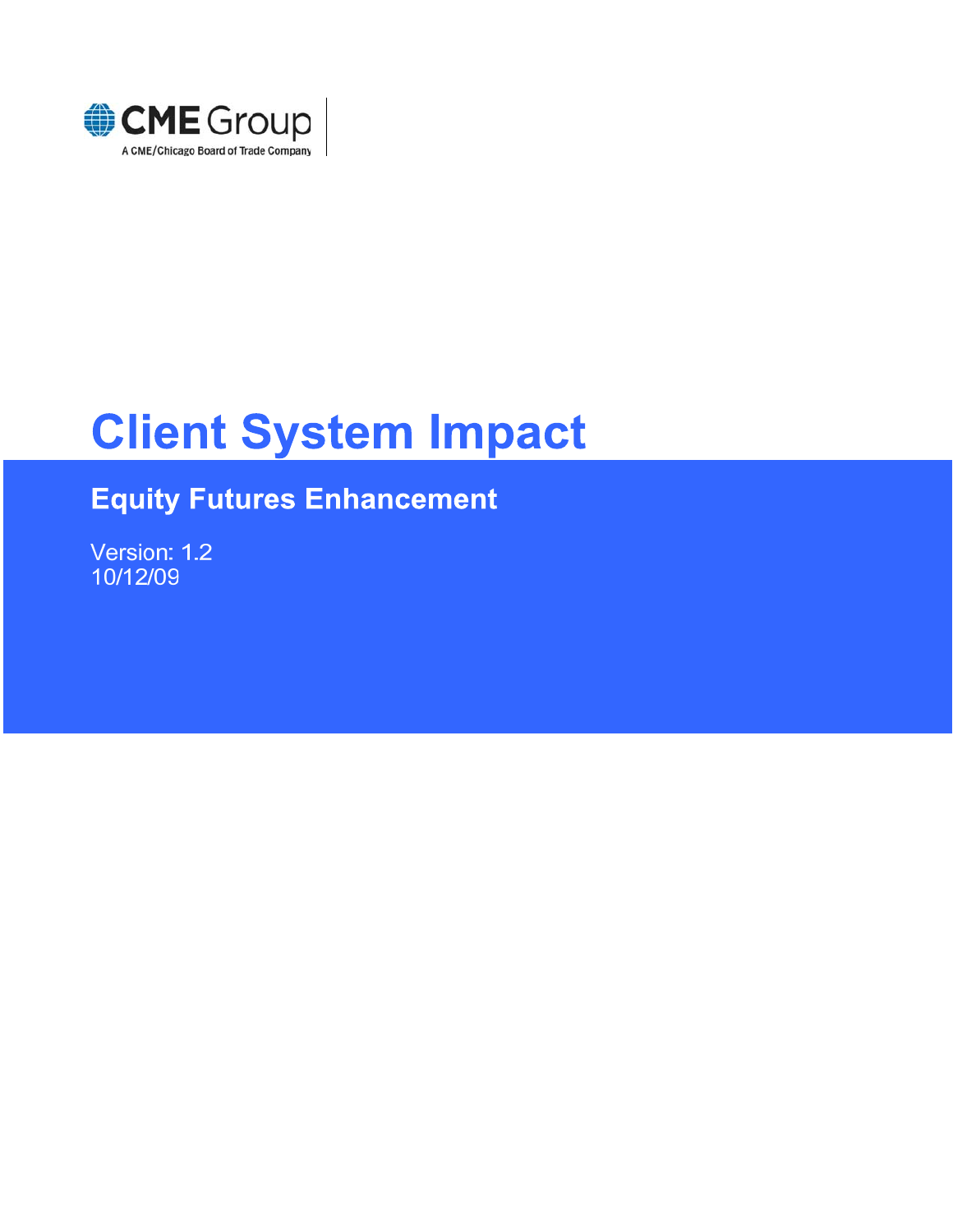CME Group

A CME/Chicago Board of Trade Company

# Client System Impact

## Equity Futures Enhancement

Version: 1.2
10/12/09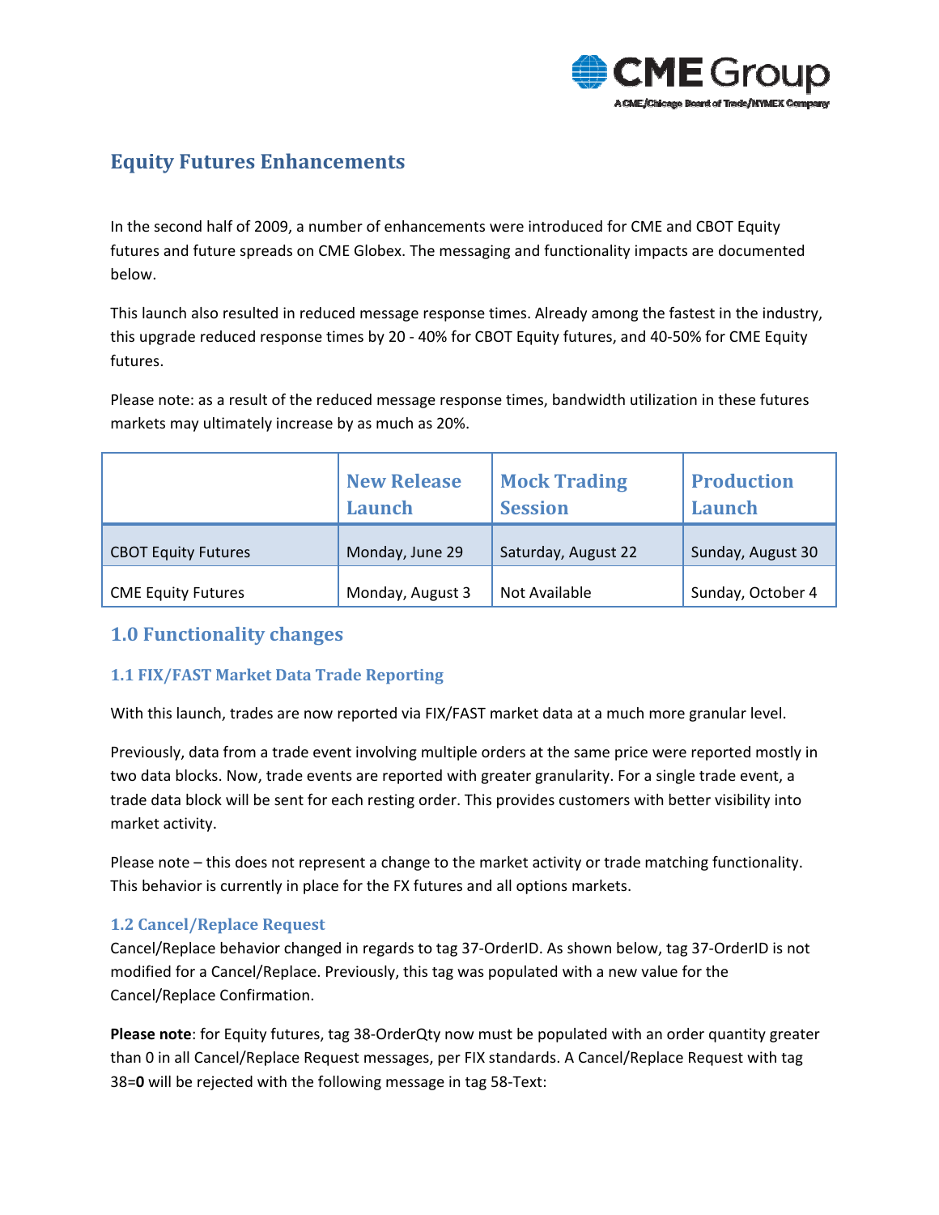# Equity Futures Enhancements

In the second half of 2009, a number of enhancements were introduced for CME and CBOT Equity futures and future spreads on CME Globex. The messaging and functionality impacts are documented below.

This launch also resulted in reduced message response times. Already among the fastest in the industry, this upgrade reduced response times by 20 - 40% for CBOT Equity futures, and 40-50% for CME Equity futures.

Please note: as a result of the reduced message response times, bandwidth utilization in these futures markets may ultimately increase by as much as 20%.

| | New Release Launch | Mock Trading Session | Production Launch |
|---|---|---|---|
| CBOT Equity Futures | Monday, June 29 | Saturday, August 22 | Sunday, August 30 |
| CME Equity Futures | Monday, August 3 | Not Available | Sunday, October 4 |

## 1.0 Functionality changes

### 1.1 FIX/FAST Market Data Trade Reporting

With this launch, trades are now reported via FIX/FAST market data at a much more granular level.

Previously, data from a trade event involving multiple orders at the same price were reported mostly in two data blocks. Now, trade events are reported with greater granularity. For a single trade event, a trade data block will be sent for each resting order. This provides customers with better visibility into market activity.

Please note – this does not represent a change to the market activity or trade matching functionality. This behavior is currently in place for the FX futures and all options markets.

### 1.2 Cancel/Replace Request

Cancel/Replace behavior changed in regards to tag 37-OrderID. As shown below, tag 37-OrderID is not modified for a Cancel/Replace. Previously, this tag was populated with a new value for the Cancel/Replace Confirmation.

**Please note**: for Equity futures, tag 38-OrderQty now must be populated with an order quantity greater than 0 in all Cancel/Replace Request messages, per FIX standards. A Cancel/Replace Request with tag 38=**0** will be rejected with the following message in tag 58-Text: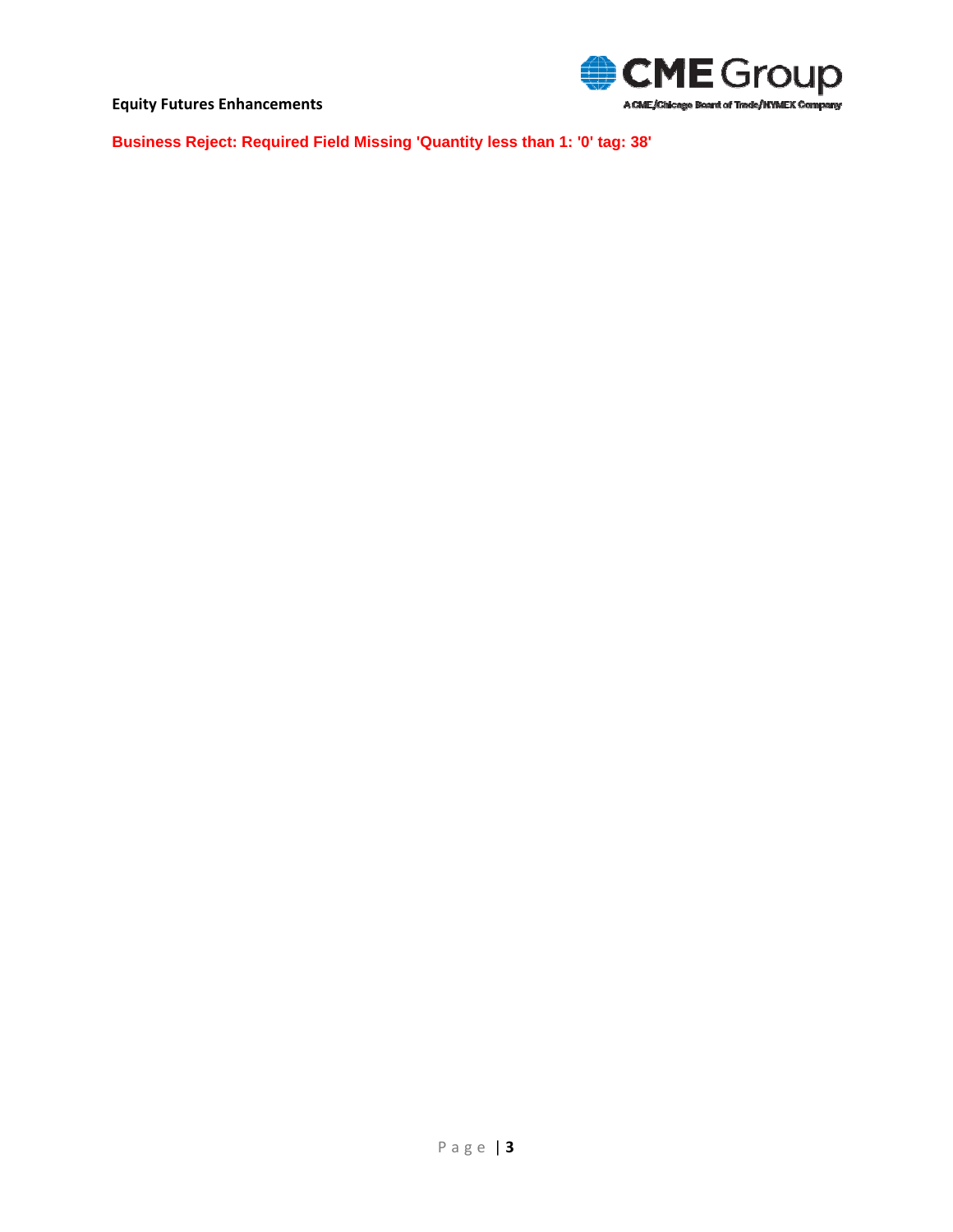**Business Reject: Required Field Missing 'Quantity less than 1: '0' tag: 38'**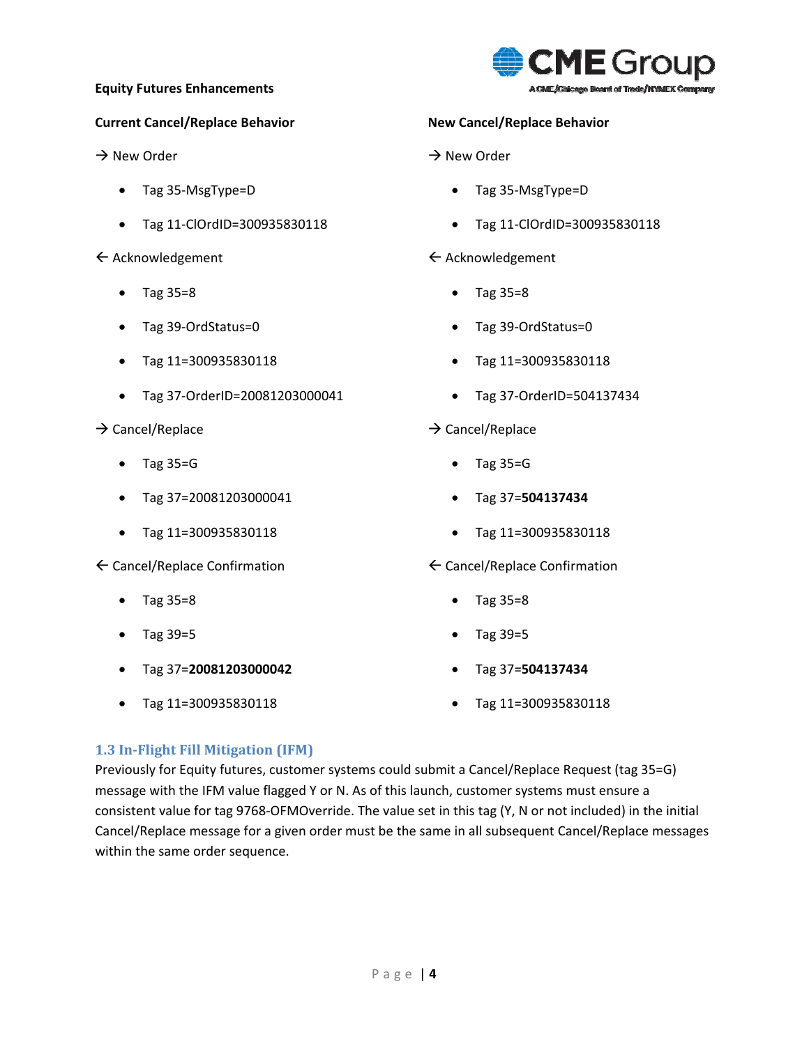**Current Cancel/Replace Behavior**

→ New Order

- Tag 35-MsgType=D
- Tag 11-ClOrdID=300935830118

← Acknowledgement

- Tag 35=8
- Tag 39-OrdStatus=0
- Tag 11=300935830118
- Tag 37-OrderID=20081203000041

→ Cancel/Replace

- Tag 35=G
- Tag 37=20081203000041
- Tag 11=300935830118

← Cancel/Replace Confirmation

- Tag 35=8
- Tag 39=5
- Tag 37=**20081203000042**
- Tag 11=300935830118

**New Cancel/Replace Behavior**

→ New Order

- Tag 35-MsgType=D
- Tag 11-ClOrdID=300935830118

← Acknowledgement

- Tag 35=8
- Tag 39-OrdStatus=0
- Tag 11=300935830118
- Tag 37-OrderID=504137434

→ Cancel/Replace

- Tag 35=G
- Tag 37=**504137434**
- Tag 11=300935830118

← Cancel/Replace Confirmation

- Tag 35=8
- Tag 39=5
- Tag 37=**504137434**
- Tag 11=300935830118

## 1.3 In-Flight Fill Mitigation (IFM)

Previously for Equity futures, customer systems could submit a Cancel/Replace Request (tag 35=G) message with the IFM value flagged Y or N. As of this launch, customer systems must ensure a consistent value for tag 9768-OFMOverride. The value set in this tag (Y, N or not included) in the initial Cancel/Replace message for a given order must be the same in all subsequent Cancel/Replace messages within the same order sequence.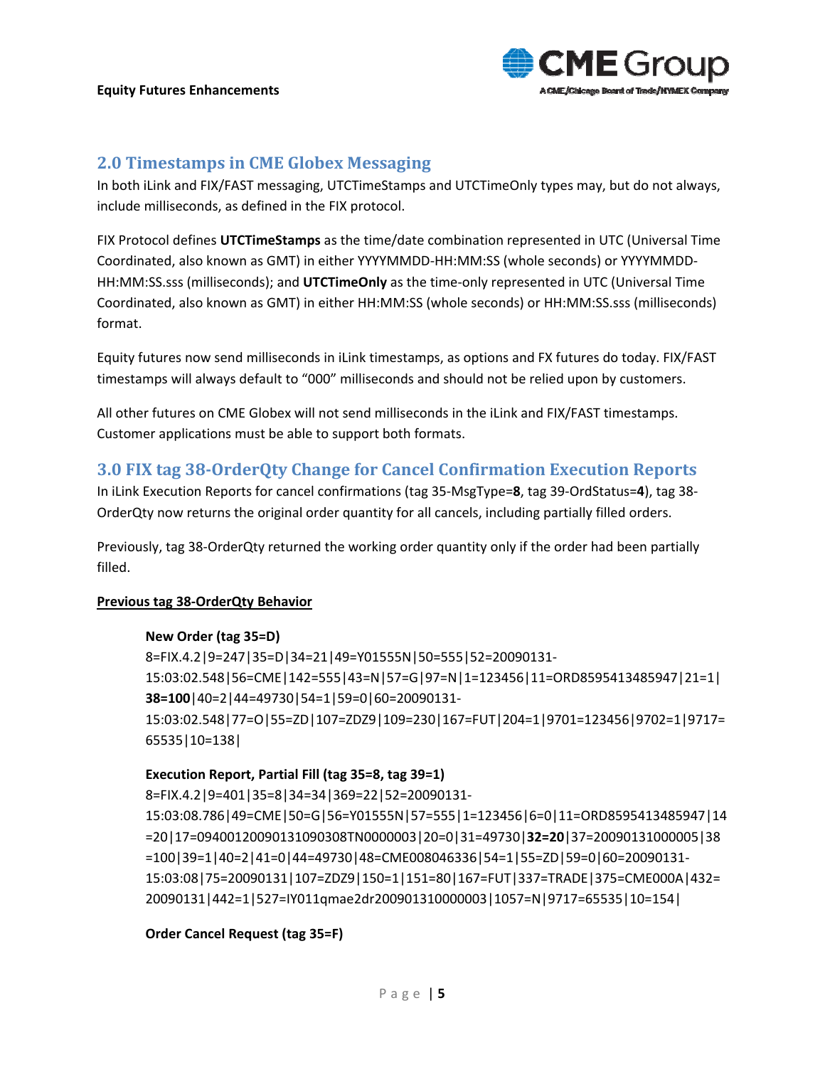## 2.0 Timestamps in CME Globex Messaging

In both iLink and FIX/FAST messaging, UTCTimeStamps and UTCTimeOnly types may, but do not always, include milliseconds, as defined in the FIX protocol.

FIX Protocol defines **UTCTimeStamps** as the time/date combination represented in UTC (Universal Time Coordinated, also known as GMT) in either YYYYMMDD-HH:MM:SS (whole seconds) or YYYYMMDD-HH:MM:SS.sss (milliseconds); and **UTCTimeOnly** as the time-only represented in UTC (Universal Time Coordinated, also known as GMT) in either HH:MM:SS (whole seconds) or HH:MM:SS.sss (milliseconds) format.

Equity futures now send milliseconds in iLink timestamps, as options and FX futures do today. FIX/FAST timestamps will always default to "000" milliseconds and should not be relied upon by customers.

All other futures on CME Globex will not send milliseconds in the iLink and FIX/FAST timestamps. Customer applications must be able to support both formats.

## 3.0 FIX tag 38-OrderQty Change for Cancel Confirmation Execution Reports

In iLink Execution Reports for cancel confirmations (tag 35-MsgType=**8**, tag 39-OrdStatus=**4**), tag 38-OrderQty now returns the original order quantity for all cancels, including partially filled orders.

Previously, tag 38-OrderQty returned the working order quantity only if the order had been partially filled.

**<u>Previous tag 38-OrderQty Behavior</u>**

**New Order (tag 35=D)**

8=FIX.4.2|9=247|35=D|34=21|49=Y01555N|50=555|52=20090131-15:03:02.548|56=CME|142=555|43=N|57=G|97=N|1=123456|11=ORD8595413485947|21=1|**38=100**|40=2|44=49730|54=1|59=0|60=20090131-15:03:02.548|77=O|55=ZD|107=ZDZ9|109=230|167=FUT|204=1|9701=123456|9702=1|9717=65535|10=138|

**Execution Report, Partial Fill (tag 35=8, tag 39=1)**

8=FIX.4.2|9=401|35=8|34=34|369=22|52=20090131-15:03:08.786|49=CME|50=G|56=Y01555N|57=555|1=123456|6=0|11=ORD8595413485947|14=20|17=09400120090131090308TN0000003|20=0|31=49730|**32=20**|37=20090131000005|38=100|39=1|40=2|41=0|44=49730|48=CME008046336|54=1|55=ZD|59=0|60=20090131-15:03:08|75=20090131|107=ZDZ9|150=1|151=80|167=FUT|337=TRADE|375=CME000A|432=20090131|442=1|527=IY011qmae2dr200901310000003|1057=N|9717=65535|10=154|

**Order Cancel Request (tag 35=F)**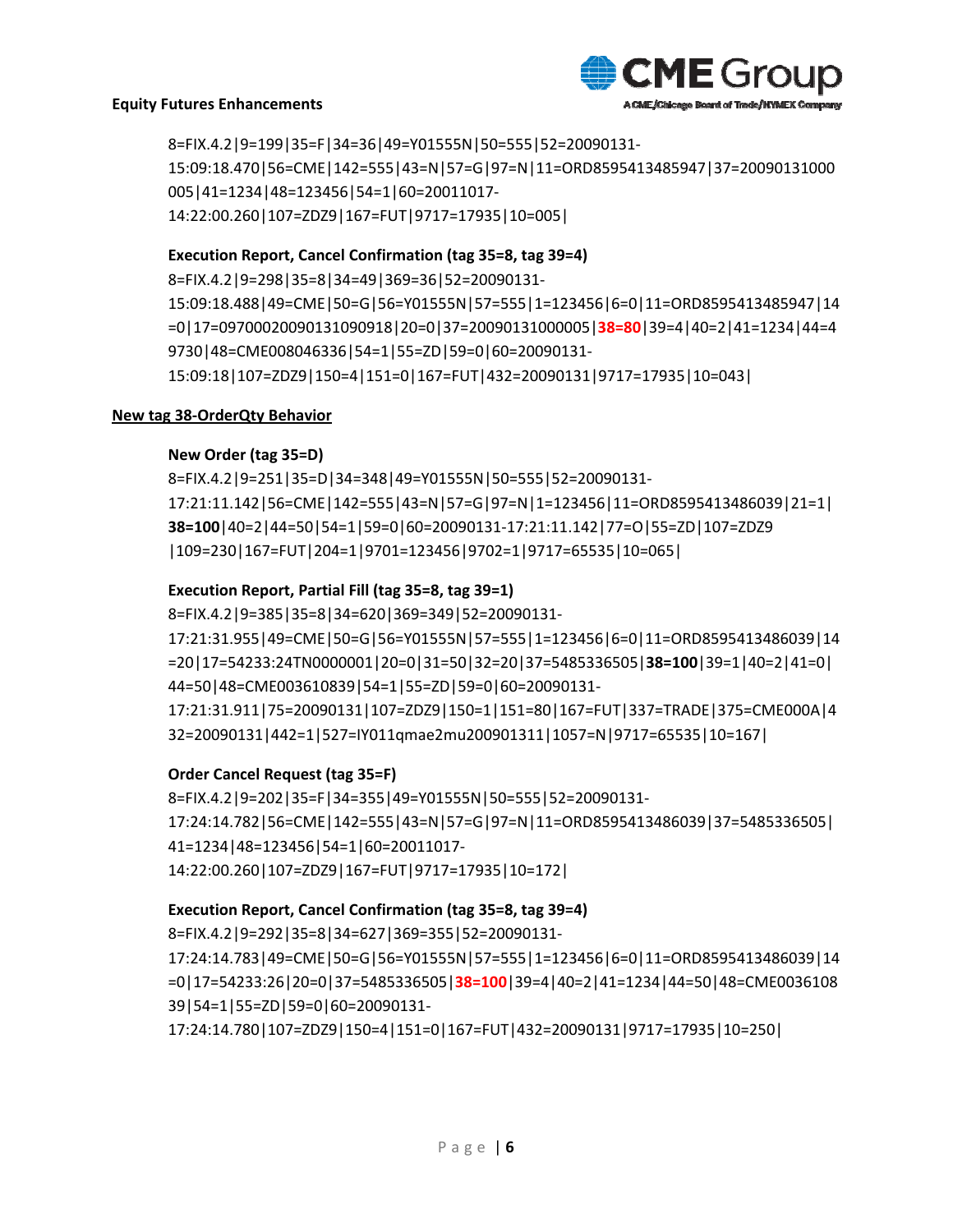8=FIX.4.2|9=199|35=F|34=36|49=Y01555N|50=555|52=20090131-15:09:18.470|56=CME|142=555|43=N|57=G|97=N|11=ORD8595413485947|37=20090131000005|41=1234|48=123456|54=1|60=20011017-14:22:00.260|107=ZDZ9|167=FUT|9717=17935|10=005|

**Execution Report, Cancel Confirmation (tag 35=8, tag 39=4)**

8=FIX.4.2|9=298|35=8|34=49|369=36|52=20090131-15:09:18.488|49=CME|50=G|56=Y01555N|57=555|1=123456|6=0|11=ORD8595413485947|14=0|17=09700020090131090918|20=0|37=20090131000005|**38=80**|39=4|40=2|41=1234|44=49730|48=CME008046336|54=1|55=ZD|59=0|60=20090131-15:09:18|107=ZDZ9|150=4|151=0|167=FUT|432=20090131|9717=17935|10=043|

## New tag 38-OrderQty Behavior

**New Order (tag 35=D)**

8=FIX.4.2|9=251|35=D|34=348|49=Y01555N|50=555|52=20090131-17:21:11.142|56=CME|142=555|43=N|57=G|97=N|1=123456|11=ORD8595413486039|21=1|**38=100**|40=2|44=50|54=1|59=0|60=20090131-17:21:11.142|77=O|55=ZD|107=ZDZ9|109=230|167=FUT|204=1|9701=123456|9702=1|9717=65535|10=065|

**Execution Report, Partial Fill (tag 35=8, tag 39=1)**

8=FIX.4.2|9=385|35=8|34=620|369=349|52=20090131-17:21:31.955|49=CME|50=G|56=Y01555N|57=555|1=123456|6=0|11=ORD8595413486039|14=20|17=54233:24TN0000001|20=0|31=50|32=20|37=5485336505|**38=100**|39=1|40=2|41=0|44=50|48=CME003610839|54=1|55=ZD|59=0|60=20090131-17:21:31.911|75=20090131|107=ZDZ9|150=1|151=80|167=FUT|337=TRADE|375=CME000A|432=20090131|442=1|527=IY011qmae2mu200901311|1057=N|9717=65535|10=167|

**Order Cancel Request (tag 35=F)**

8=FIX.4.2|9=202|35=F|34=355|49=Y01555N|50=555|52=20090131-17:24:14.782|56=CME|142=555|43=N|57=G|97=N|11=ORD8595413486039|37=5485336505|41=1234|48=123456|54=1|60=20011017-14:22:00.260|107=ZDZ9|167=FUT|9717=17935|10=172|

**Execution Report, Cancel Confirmation (tag 35=8, tag 39=4)**

8=FIX.4.2|9=292|35=8|34=627|369=355|52=20090131-17:24:14.783|49=CME|50=G|56=Y01555N|57=555|1=123456|6=0|11=ORD8595413486039|14=0|17=54233:26|20=0|37=5485336505|**38=100**|39=4|40=2|41=1234|44=50|48=CME003610839|54=1|55=ZD|59=0|60=20090131-17:24:14.780|107=ZDZ9|150=4|151=0|167=FUT|432=20090131|9717=17935|10=250|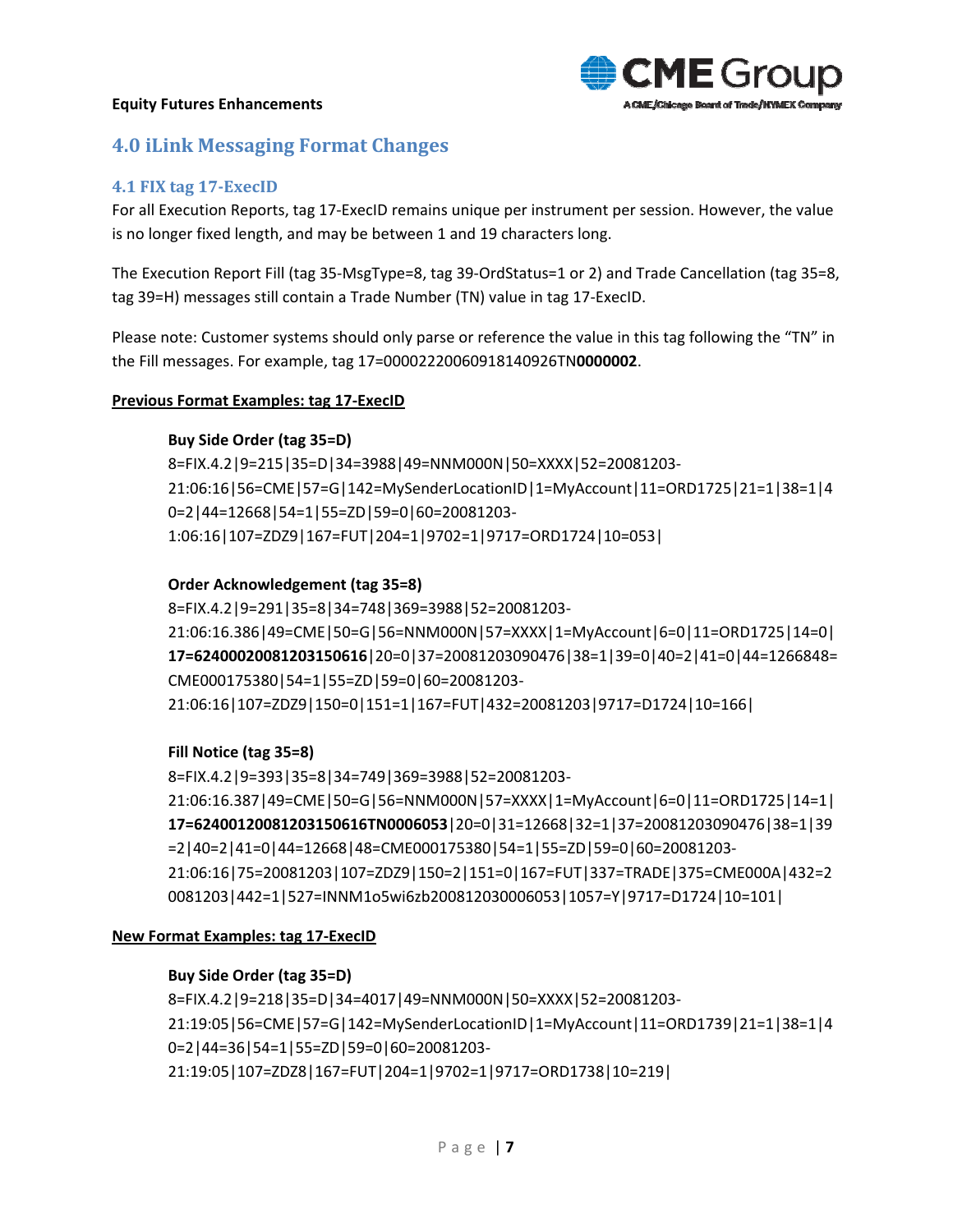## 4.0 iLink Messaging Format Changes

### 4.1 FIX tag 17-ExecID

For all Execution Reports, tag 17-ExecID remains unique per instrument per session. However, the value is no longer fixed length, and may be between 1 and 19 characters long.

The Execution Report Fill (tag 35-MsgType=8, tag 39-OrdStatus=1 or 2) and Trade Cancellation (tag 35=8, tag 39=H) messages still contain a Trade Number (TN) value in tag 17-ExecID.

Please note: Customer systems should only parse or reference the value in this tag following the "TN" in the Fill messages. For example, tag 17=00002220060918140926TN**0000002**.

**Previous Format Examples: tag 17-ExecID**

**Buy Side Order (tag 35=D)**

8=FIX.4.2|9=215|35=D|34=3988|49=NNM000N|50=XXXX|52=20081203-21:06:16|56=CME|57=G|142=MySenderLocationID|1=MyAccount|11=ORD1725|21=1|38=1|40=2|44=12668|54=1|55=ZD|59=0|60=20081203-1:06:16|107=ZDZ9|167=FUT|204=1|9702=1|9717=ORD1724|10=053|

**Order Acknowledgement (tag 35=8)**

8=FIX.4.2|9=291|35=8|34=748|369=3988|52=20081203-21:06:16.386|49=CME|50=G|56=NNM000N|57=XXXX|1=MyAccount|6=0|11=ORD1725|14=0|**17=62400020081203150616**|20=0|37=20081203090476|38=1|39=0|40=2|41=0|44=1266848=CME000175380|54=1|55=ZD|59=0|60=20081203-21:06:16|107=ZDZ9|150=0|151=1|167=FUT|432=20081203|9717=D1724|10=166|

**Fill Notice (tag 35=8)**

8=FIX.4.2|9=393|35=8|34=749|369=3988|52=20081203-21:06:16.387|49=CME|50=G|56=NNM000N|57=XXXX|1=MyAccount|6=0|11=ORD1725|14=1|**17=62400120081203150616TN0006053**|20=0|31=12668|32=1|37=20081203090476|38=1|39=2|40=2|41=0|44=12668|48=CME000175380|54=1|55=ZD|59=0|60=20081203-21:06:16|75=20081203|107=ZDZ9|150=2|151=0|167=FUT|337=TRADE|375=CME000A|432=20081203|442=1|527=INNM1o5wi6zb200812030006053|1057=Y|9717=D1724|10=101|

**New Format Examples: tag 17-ExecID**

**Buy Side Order (tag 35=D)**

8=FIX.4.2|9=218|35=D|34=4017|49=NNM000N|50=XXXX|52=20081203-21:19:05|56=CME|57=G|142=MySenderLocationID|1=MyAccount|11=ORD1739|21=1|38=1|40=2|44=36|54=1|55=ZD|59=0|60=20081203-21:19:05|107=ZDZ8|167=FUT|204=1|9702=1|9717=ORD1738|10=219|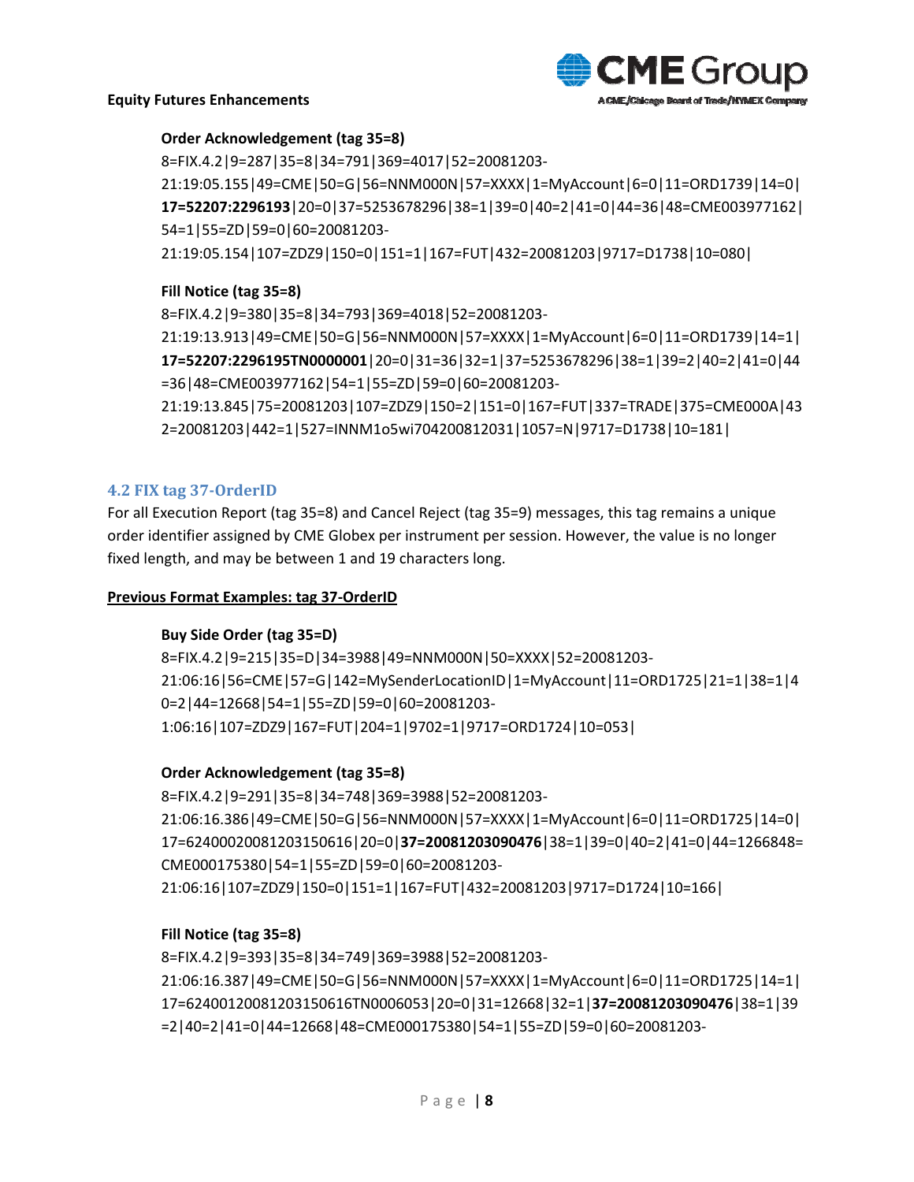**Order Acknowledgement (tag 35=8)**

8=FIX.4.2|9=287|35=8|34=791|369=4017|52=20081203-21:19:05.155|49=CME|50=G|56=NNM000N|57=XXXX|1=MyAccount|6=0|11=ORD1739|14=0|**17=52207:2296193**|20=0|37=5253678296|38=1|39=0|40=2|41=0|44=36|48=CME003977162|54=1|55=ZD|59=0|60=20081203-21:19:05.154|107=ZDZ9|150=0|151=1|167=FUT|432=20081203|9717=D1738|10=080|

**Fill Notice (tag 35=8)**

8=FIX.4.2|9=380|35=8|34=793|369=4018|52=20081203-21:19:13.913|49=CME|50=G|56=NNM000N|57=XXXX|1=MyAccount|6=0|11=ORD1739|14=1|**17=52207:2296195TN0000001**|20=0|31=36|32=1|37=5253678296|38=1|39=2|40=2|41=0|44=36|48=CME003977162|54=1|55=ZD|59=0|60=20081203-21:19:13.845|75=20081203|107=ZDZ9|150=2|151=0|167=FUT|337=TRADE|375=CME000A|432=20081203|442=1|527=INNM1o5wi704200812031|1057=N|9717=D1738|10=181|

## 4.2 FIX tag 37-OrderID

For all Execution Report (tag 35=8) and Cancel Reject (tag 35=9) messages, this tag remains a unique order identifier assigned by CME Globex per instrument per session. However, the value is no longer fixed length, and may be between 1 and 19 characters long.

**Previous Format Examples: tag 37-OrderID**

**Buy Side Order (tag 35=D)**

8=FIX.4.2|9=215|35=D|34=3988|49=NNM000N|50=XXXX|52=20081203-21:06:16|56=CME|57=G|142=MySenderLocationID|1=MyAccount|11=ORD1725|21=1|38=1|40=2|44=12668|54=1|55=ZD|59=0|60=20081203-1:06:16|107=ZDZ9|167=FUT|204=1|9702=1|9717=ORD1724|10=053|

**Order Acknowledgement (tag 35=8)**

8=FIX.4.2|9=291|35=8|34=748|369=3988|52=20081203-21:06:16.386|49=CME|50=G|56=NNM000N|57=XXXX|1=MyAccount|6=0|11=ORD1725|14=0|17=62400020081203150616|20=0|**37=20081203090476**|38=1|39=0|40=2|41=0|44=1266848=CME000175380|54=1|55=ZD|59=0|60=20081203-21:06:16|107=ZDZ9|150=0|151=1|167=FUT|432=20081203|9717=D1724|10=166|

**Fill Notice (tag 35=8)**

8=FIX.4.2|9=393|35=8|34=749|369=3988|52=20081203-21:06:16.387|49=CME|50=G|56=NNM000N|57=XXXX|1=MyAccount|6=0|11=ORD1725|14=1|17=62400120081203150616TN0006053|20=0|31=12668|32=1|**37=20081203090476**|38=1|39=2|40=2|41=0|44=12668|48=CME000175380|54=1|55=ZD|59=0|60=20081203-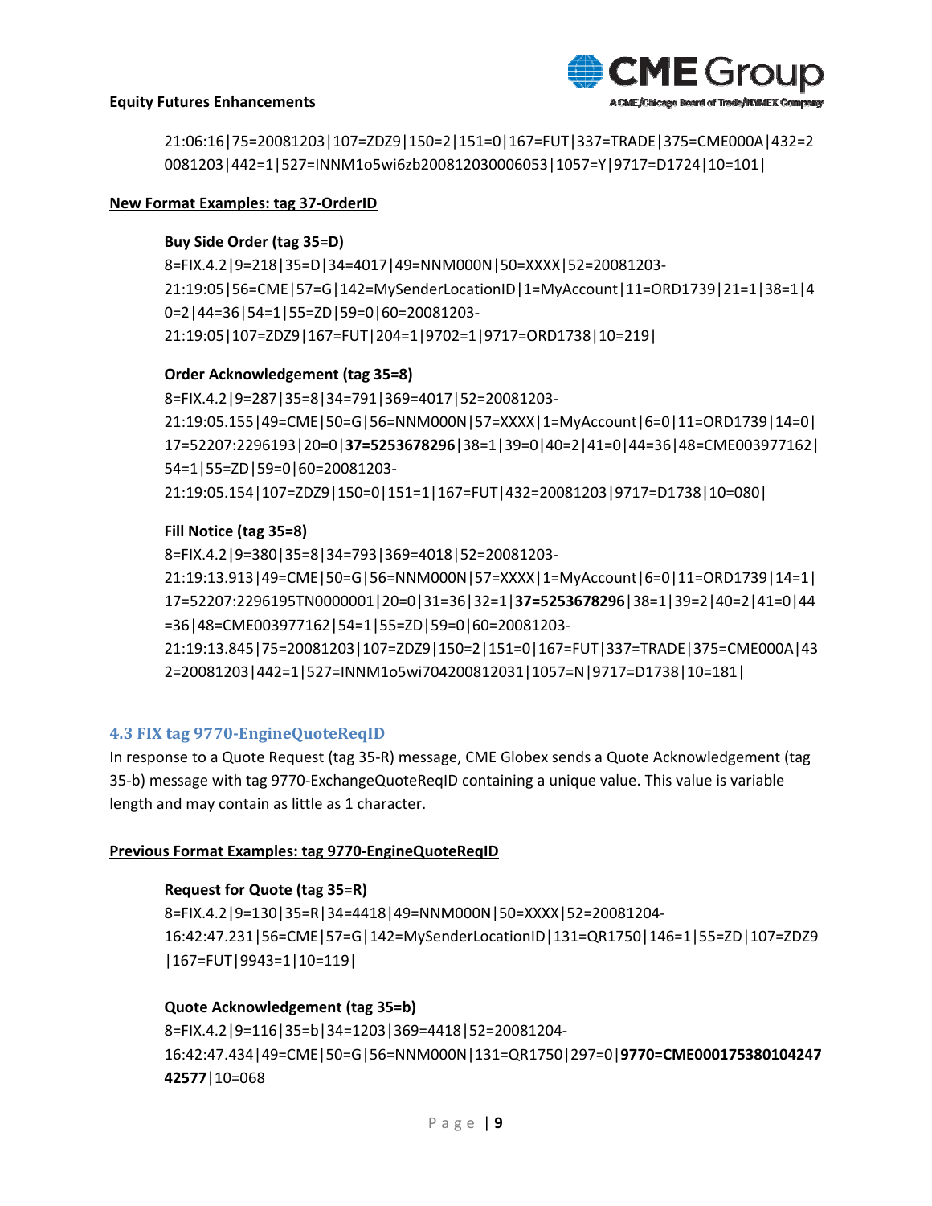21:06:16|75=20081203|107=ZDZ9|150=2|151=0|167=FUT|337=TRADE|375=CME000A|432=20081203|442=1|527=INNM1o5wi6zb200812030006053|1057=Y|9717=D1724|10=101|

**New Format Examples: tag 37-OrderID**

**Buy Side Order (tag 35=D)**

8=FIX.4.2|9=218|35=D|34=4017|49=NNM000N|50=XXXX|52=20081203-21:19:05|56=CME|57=G|142=MySenderLocationID|1=MyAccount|11=ORD1739|21=1|38=1|40=2|44=36|54=1|55=ZD|59=0|60=20081203-21:19:05|107=ZDZ9|167=FUT|204=1|9702=1|9717=ORD1738|10=219|

**Order Acknowledgement (tag 35=8)**

8=FIX.4.2|9=287|35=8|34=791|369=4017|52=20081203-21:19:05.155|49=CME|50=G|56=NNM000N|57=XXXX|1=MyAccount|6=0|11=ORD1739|14=0|17=52207:2296193|20=0|**37=5253678296**|38=1|39=0|40=2|41=0|44=36|48=CME003977162|54=1|55=ZD|59=0|60=20081203-21:19:05.154|107=ZDZ9|150=0|151=1|167=FUT|432=20081203|9717=D1738|10=080|

**Fill Notice (tag 35=8)**

8=FIX.4.2|9=380|35=8|34=793|369=4018|52=20081203-21:19:13.913|49=CME|50=G|56=NNM000N|57=XXXX|1=MyAccount|6=0|11=ORD1739|14=1|17=52207:2296195TN0000001|20=0|31=36|32=1|**37=5253678296**|38=1|39=2|40=2|41=0|44=36|48=CME003977162|54=1|55=ZD|59=0|60=20081203-21:19:13.845|75=20081203|107=ZDZ9|150=2|151=0|167=FUT|337=TRADE|375=CME000A|432=20081203|442=1|527=INNM1o5wi704200812031|1057=N|9717=D1738|10=181|

## 4.3 FIX tag 9770-EngineQuoteReqID

In response to a Quote Request (tag 35-R) message, CME Globex sends a Quote Acknowledgement (tag 35-b) message with tag 9770-ExchangeQuoteReqID containing a unique value. This value is variable length and may contain as little as 1 character.

**Previous Format Examples: tag 9770-EngineQuoteReqID**

**Request for Quote (tag 35=R)**

8=FIX.4.2|9=130|35=R|34=4418|49=NNM000N|50=XXXX|52=20081204-16:42:47.231|56=CME|57=G|142=MySenderLocationID|131=QR1750|146=1|55=ZD|107=ZDZ9|167=FUT|9943=1|10=119|

**Quote Acknowledgement (tag 35=b)**

8=FIX.4.2|9=116|35=b|34=1203|369=4418|52=20081204-16:42:47.434|49=CME|50=G|56=NNM000N|131=QR1750|297=0|**9770=CME00017538010424742577**|10=068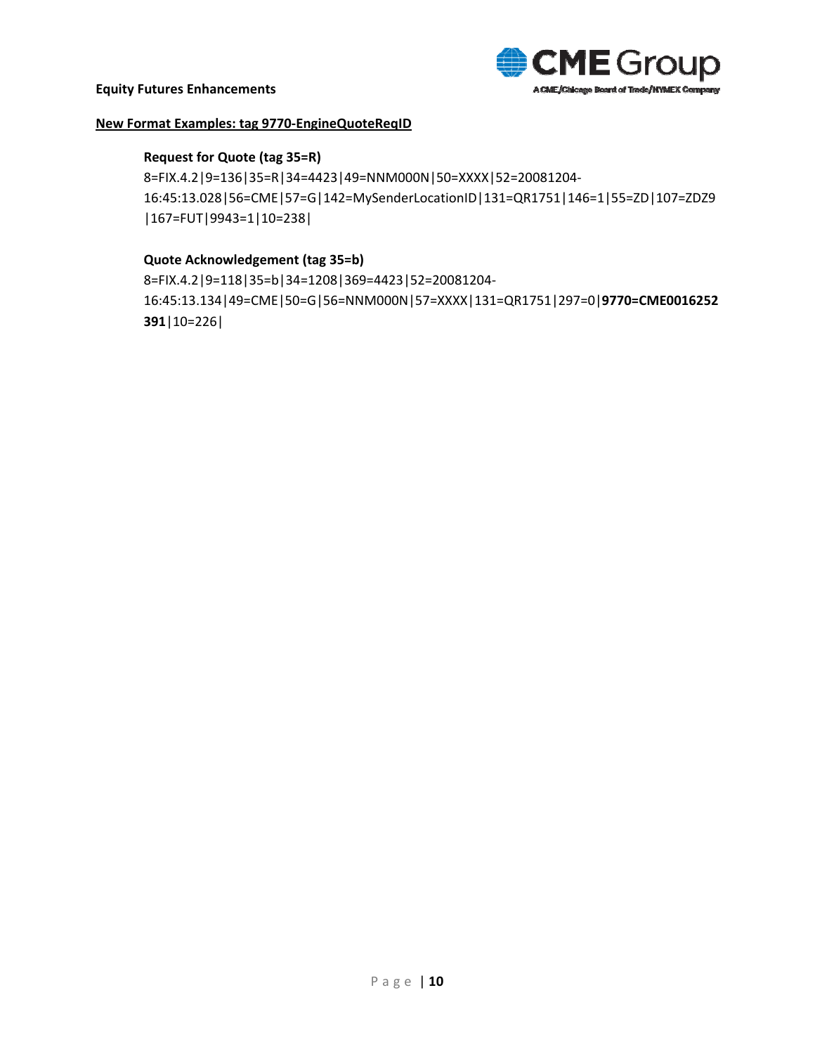**New Format Examples: tag 9770-EngineQuoteReqID**

**Request for Quote (tag 35=R)**

8=FIX.4.2|9=136|35=R|34=4423|49=NNM000N|50=XXXX|52=20081204-16:45:13.028|56=CME|57=G|142=MySenderLocationID|131=QR1751|146=1|55=ZD|107=ZDZ9|167=FUT|9943=1|10=238|

**Quote Acknowledgement (tag 35=b)**

8=FIX.4.2|9=118|35=b|34=1208|369=4423|52=20081204-16:45:13.134|49=CME|50=G|56=NNM000N|57=XXXX|131=QR1751|297=0|**9770=CME0016252391**|10=226|